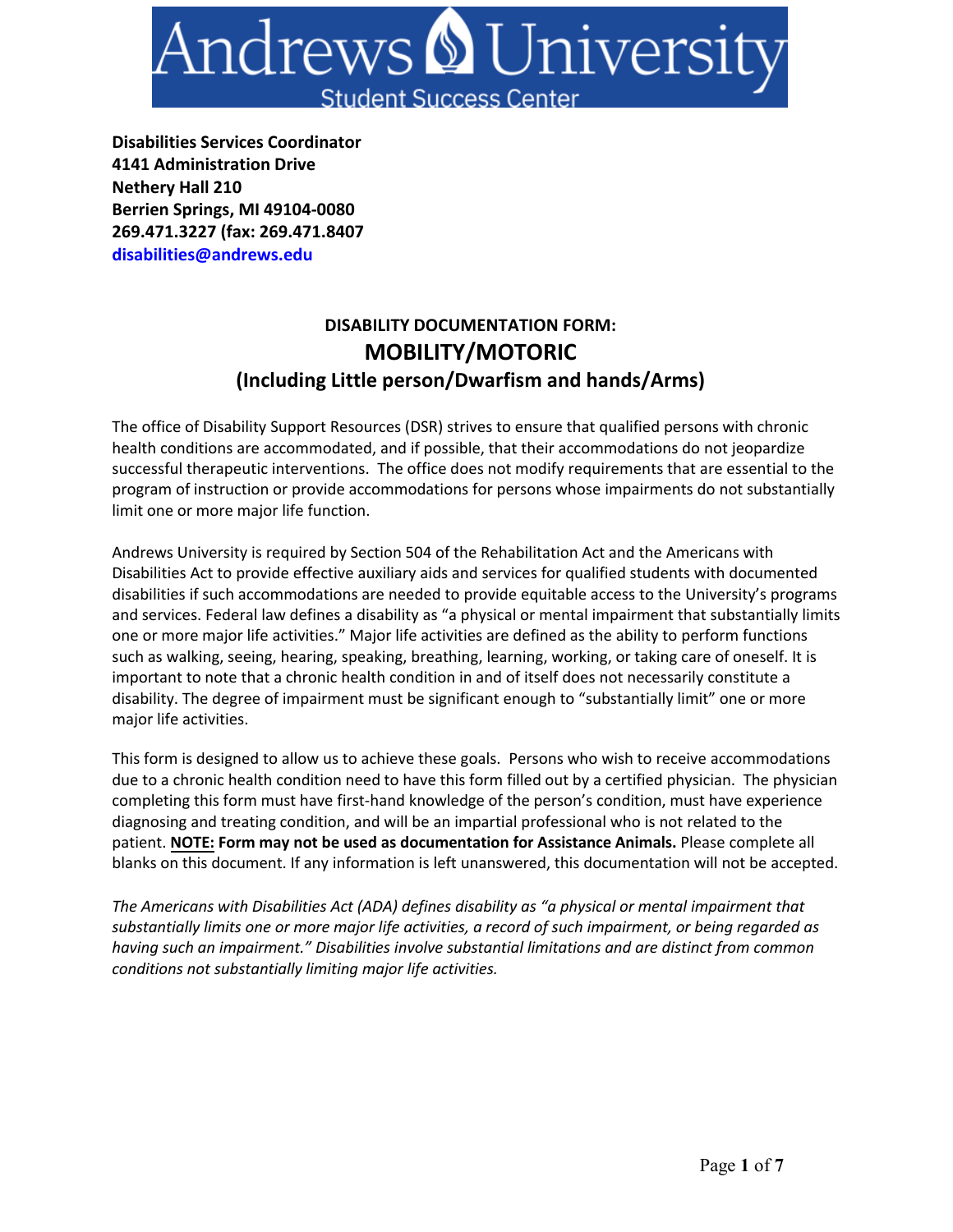Andrews University

Student Success Center

**Disabilities Services Coordinator**
**4141 Administration Drive**
**Nethery Hall 210**
**Berrien Springs, MI 49104-0080**
**269.471.3227 (fax: 269.471.8407**
**disabilities@andrews.edu**

## DISABILITY DOCUMENTATION FORM:
# MOBILITY/MOTORIC
## (Including Little person/Dwarfism and hands/Arms)

The office of Disability Support Resources (DSR) strives to ensure that qualified persons with chronic health conditions are accommodated, and if possible, that their accommodations do not jeopardize successful therapeutic interventions. The office does not modify requirements that are essential to the program of instruction or provide accommodations for persons whose impairments do not substantially limit one or more major life function.

Andrews University is required by Section 504 of the Rehabilitation Act and the Americans with Disabilities Act to provide effective auxiliary aids and services for qualified students with documented disabilities if such accommodations are needed to provide equitable access to the University's programs and services. Federal law defines a disability as "a physical or mental impairment that substantially limits one or more major life activities." Major life activities are defined as the ability to perform functions such as walking, seeing, hearing, speaking, breathing, learning, working, or taking care of oneself. It is important to note that a chronic health condition in and of itself does not necessarily constitute a disability. The degree of impairment must be significant enough to "substantially limit" one or more major life activities.

This form is designed to allow us to achieve these goals. Persons who wish to receive accommodations due to a chronic health condition need to have this form filled out by a certified physician. The physician completing this form must have first-hand knowledge of the person's condition, must have experience diagnosing and treating condition, and will be an impartial professional who is not related to the patient. **NOTE: Form may not be used as documentation for Assistance Animals.** Please complete all blanks on this document. If any information is left unanswered, this documentation will not be accepted.

*The Americans with Disabilities Act (ADA) defines disability as "a physical or mental impairment that substantially limits one or more major life activities, a record of such impairment, or being regarded as having such an impairment." Disabilities involve substantial limitations and are distinct from common conditions not substantially limiting major life activities.*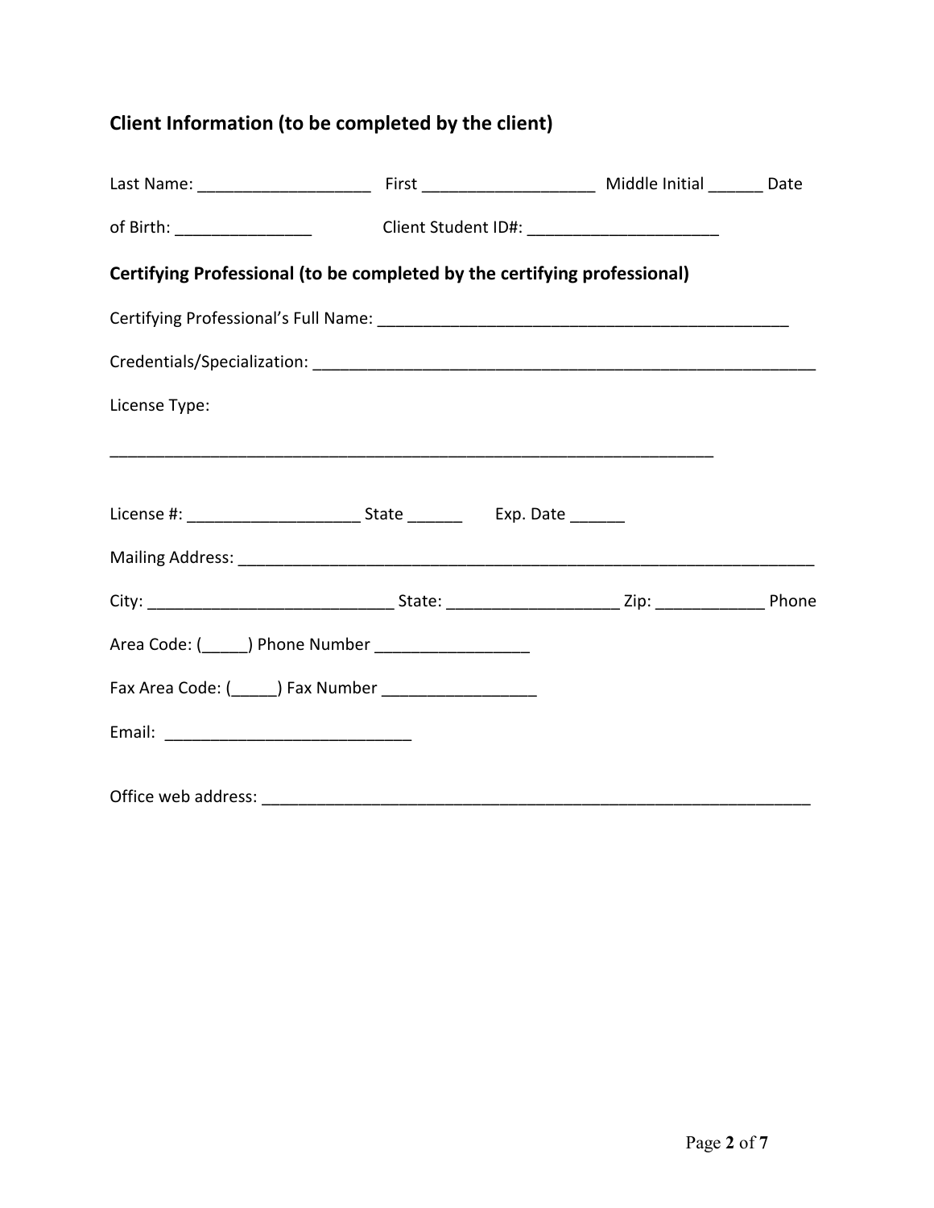## Client Information (to be completed by the client)

Last Name: ___________________ First ___________________ Middle Initial ______ Date of Birth: _______________ Client Student ID#: _____________________

## Certifying Professional (to be completed by the certifying professional)

Certifying Professional's Full Name: _______________________________________________

Credentials/Specialization: __________________________________________________________

License Type:

_____________________________________________________________________

License #: ___________________ State ______ Exp. Date ______

Mailing Address: _______________________________________________________________

City: ___________________________ State: ___________________ Zip: ____________ Phone Area Code: (_____) Phone Number _________________

Fax Area Code: (_____) Fax Number _________________

Email: ____________________________

Office web address: _____________________________________________________________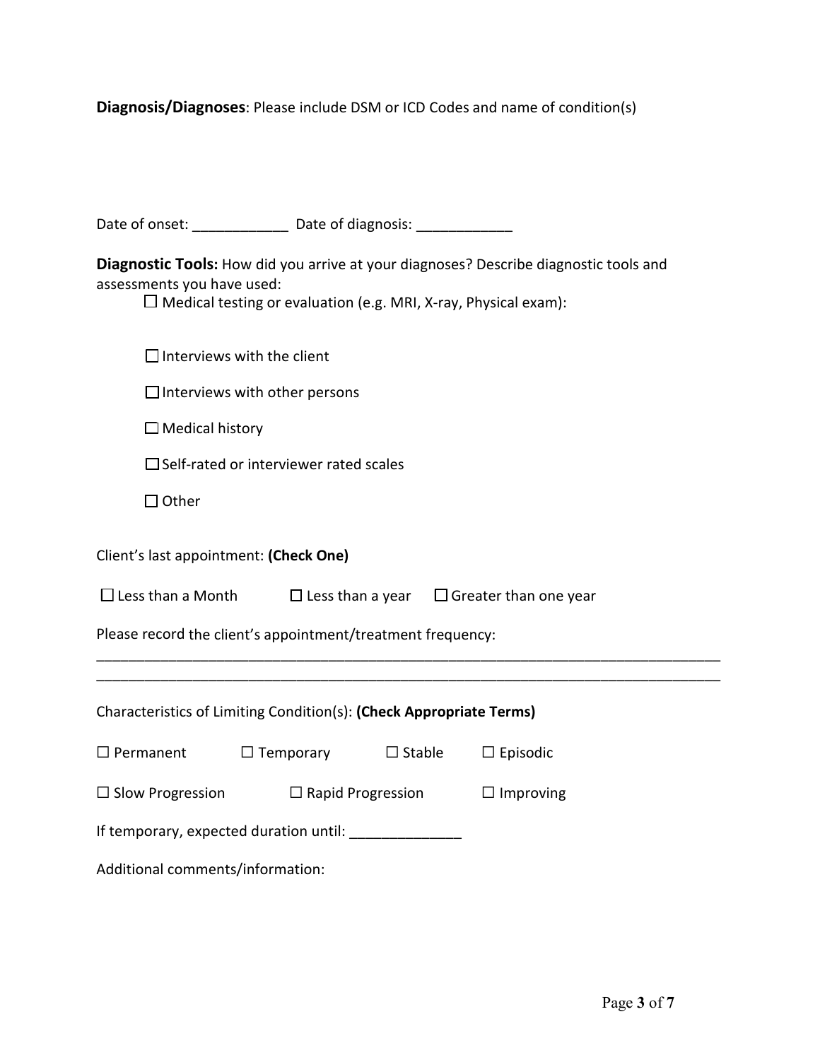**Diagnosis/Diagnoses**: Please include DSM or ICD Codes and name of condition(s)

Date of onset: ____________ Date of diagnosis: ____________

**Diagnostic Tools:** How did you arrive at your diagnoses? Describe diagnostic tools and assessments you have used:

- ☐ Medical testing or evaluation (e.g. MRI, X-ray, Physical exam):
- ☐ Interviews with the client
- ☐ Interviews with other persons
- ☐ Medical history
- ☐ Self-rated or interviewer rated scales
- ☐ Other

Client's last appointment: **(Check One)**

☐ Less than a Month ☐ Less than a year ☐ Greater than one year

Please record the client's appointment/treatment frequency:

________________________________________________________________________________
________________________________________________________________________________

Characteristics of Limiting Condition(s): **(Check Appropriate Terms)**

☐ Permanent ☐ Temporary ☐ Stable ☐ Episodic

☐ Slow Progression ☐ Rapid Progression ☐ Improving

If temporary, expected duration until: ______________

Additional comments/information: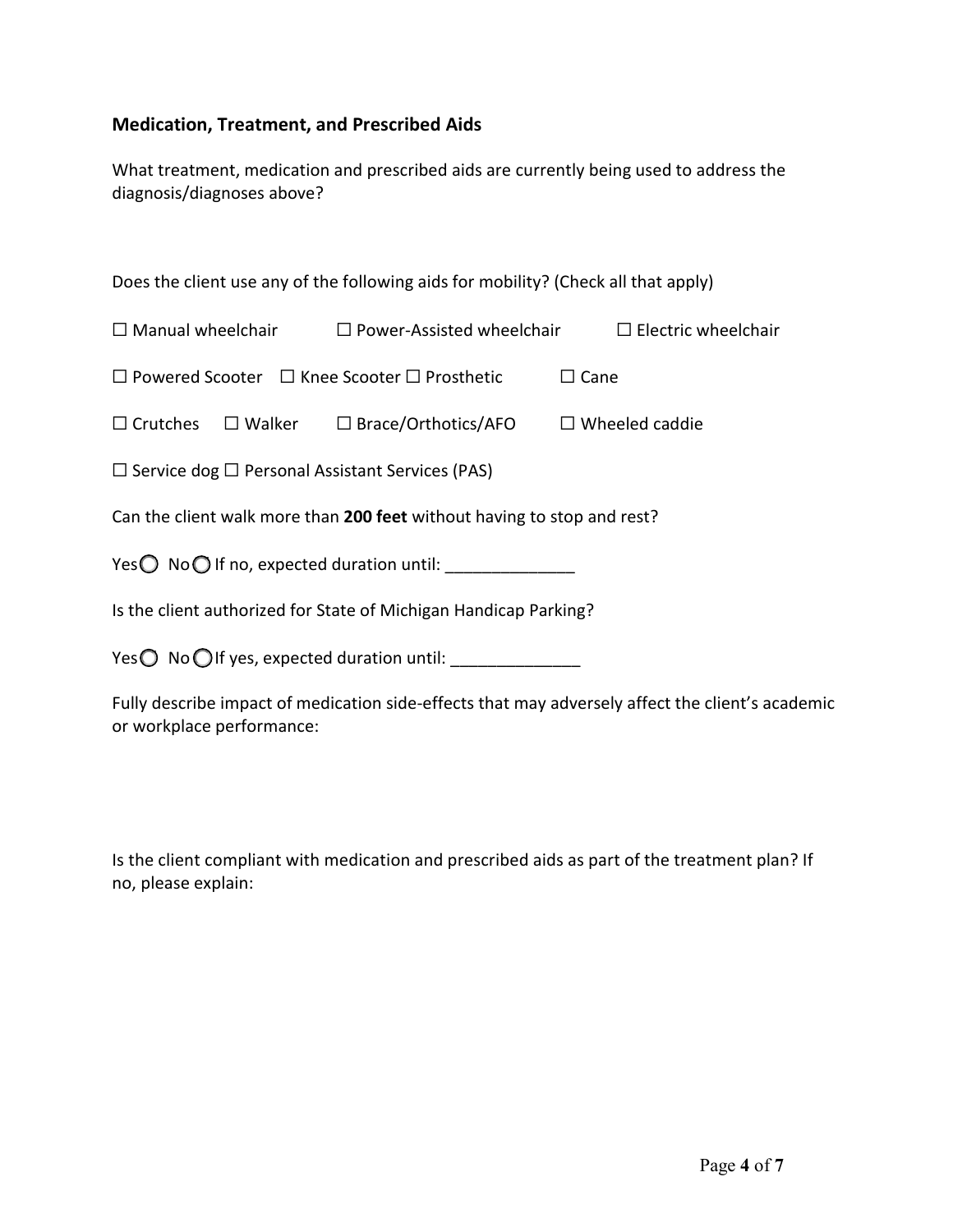## Medication, Treatment, and Prescribed Aids

What treatment, medication and prescribed aids are currently being used to address the diagnosis/diagnoses above?

Does the client use any of the following aids for mobility? (Check all that apply)

☐ Manual wheelchair ☐ Power-Assisted wheelchair ☐ Electric wheelchair

☐ Powered Scooter ☐ Knee Scooter ☐ Prosthetic ☐ Cane

☐ Crutches ☐ Walker ☐ Brace/Orthotics/AFO ☐ Wheeled caddie

☐ Service dog ☐ Personal Assistant Services (PAS)

Can the client walk more than **200 feet** without having to stop and rest?

Yes◯ No◯ If no, expected duration until: ______________

Is the client authorized for State of Michigan Handicap Parking?

Yes◯ No◯ If yes, expected duration until: ______________

Fully describe impact of medication side-effects that may adversely affect the client's academic or workplace performance:

Is the client compliant with medication and prescribed aids as part of the treatment plan? If no, please explain: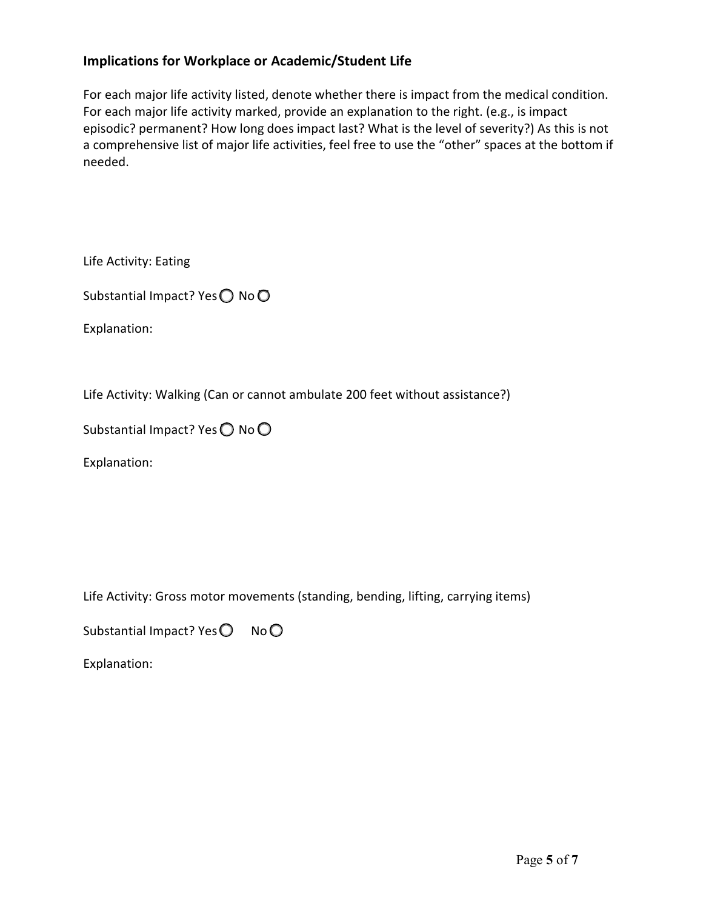## Implications for Workplace or Academic/Student Life

For each major life activity listed, denote whether there is impact from the medical condition. For each major life activity marked, provide an explanation to the right. (e.g., is impact episodic? permanent? How long does impact last? What is the level of severity?) As this is not a comprehensive list of major life activities, feel free to use the "other" spaces at the bottom if needed.

Life Activity: Eating

Substantial Impact? Yes ◯ No ◯

Explanation:

Life Activity: Walking (Can or cannot ambulate 200 feet without assistance?)

Substantial Impact? Yes ◯ No ◯

Explanation:

Life Activity: Gross motor movements (standing, bending, lifting, carrying items)

Substantial Impact? Yes ◯ No ◯

Explanation: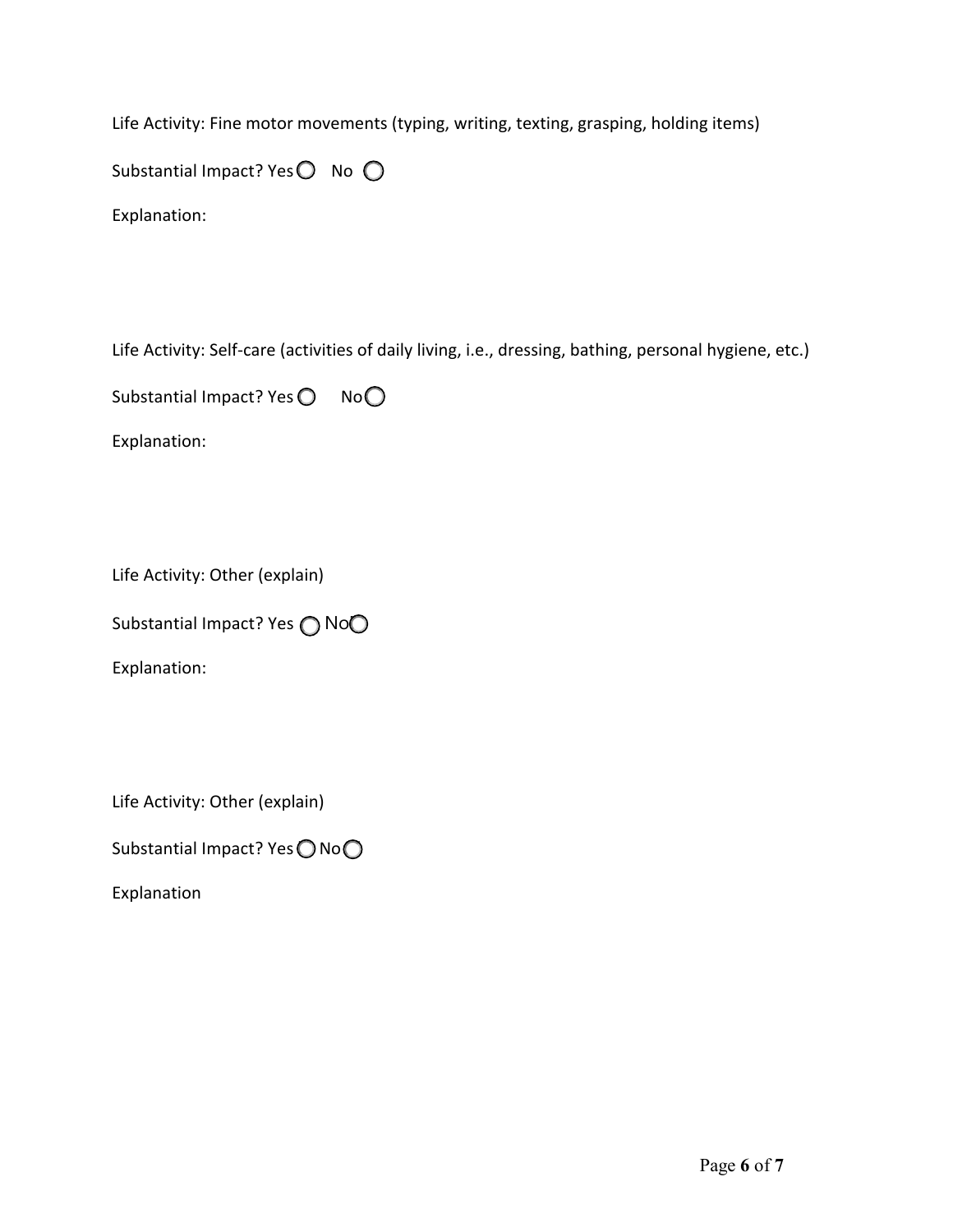Life Activity: Fine motor movements (typing, writing, texting, grasping, holding items)

Substantial Impact? Yes ◯ No ◯

Explanation:

Life Activity: Self-care (activities of daily living, i.e., dressing, bathing, personal hygiene, etc.)

Substantial Impact? Yes ◯ No ◯

Explanation:

Life Activity: Other (explain)

Substantial Impact? Yes ◯ No ◯

Explanation:

Life Activity: Other (explain)

Substantial Impact? Yes ◯ No ◯

Explanation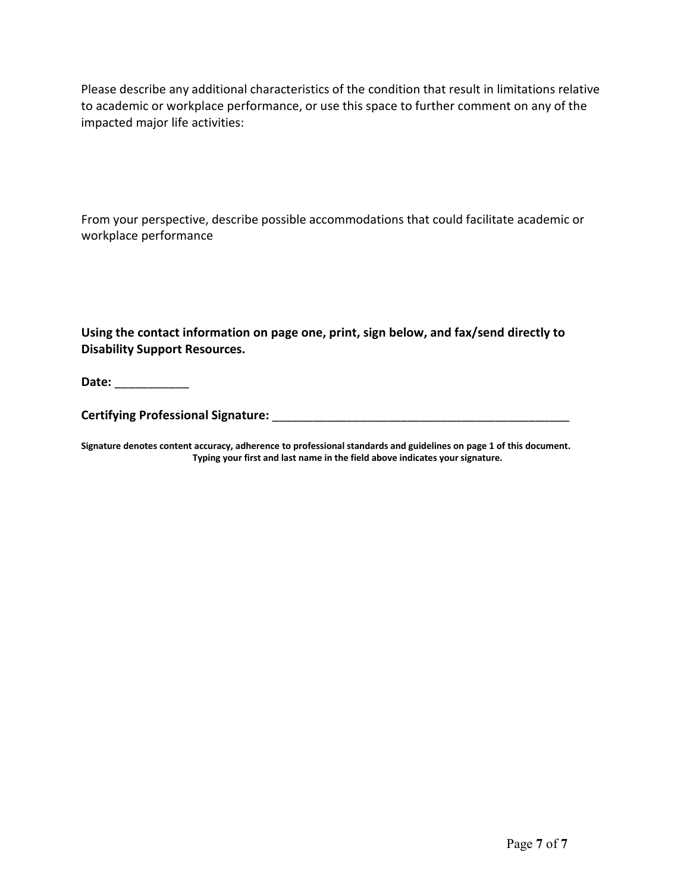Please describe any additional characteristics of the condition that result in limitations relative to academic or workplace performance, or use this space to further comment on any of the impacted major life activities:

From your perspective, describe possible accommodations that could facilitate academic or workplace performance

**Using the contact information on page one, print, sign below, and fax/send directly to Disability Support Resources.**

**Date:** ___________

**Certifying Professional Signature:** _____________________________________________

**Signature denotes content accuracy, adherence to professional standards and guidelines on page 1 of this document. Typing your first and last name in the field above indicates your signature.**